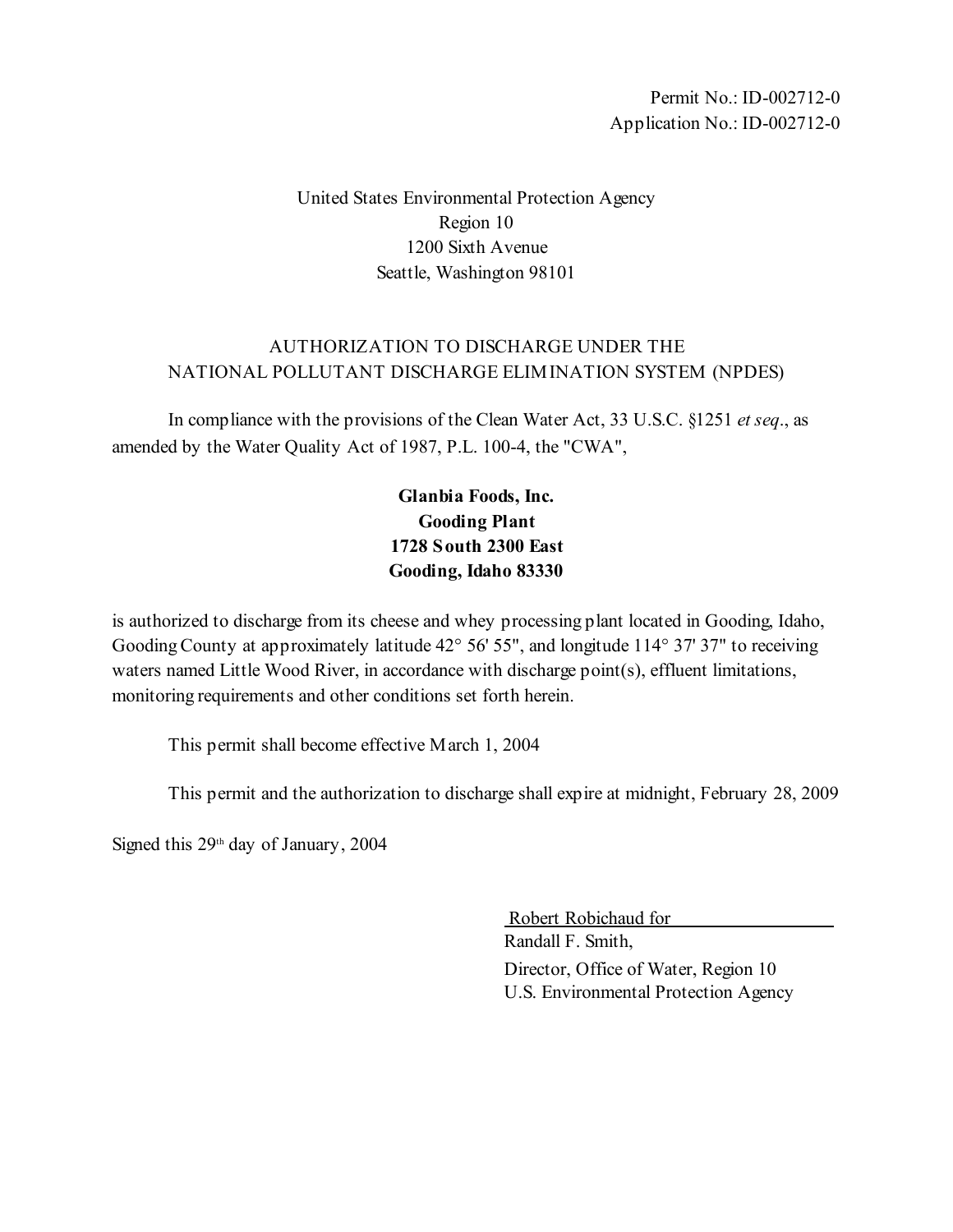Permit No.: ID-002712-0
Application No.: ID-002712-0

United States Environmental Protection Agency
Region 10
1200 Sixth Avenue
Seattle, Washington 98101

AUTHORIZATION TO DISCHARGE UNDER THE
NATIONAL POLLUTANT DISCHARGE ELIMINATION SYSTEM (NPDES)

In compliance with the provisions of the Clean Water Act, 33 U.S.C. §1251 *et seq*., as amended by the Water Quality Act of 1987, P.L. 100-4, the "CWA",

**Glanbia Foods, Inc.**
**Gooding Plant**
**1728 South 2300 East**
**Gooding, Idaho 83330**

is authorized to discharge from its cheese and whey processing plant located in Gooding, Idaho, Gooding County at approximately latitude 42° 56' 55", and longitude 114° 37' 37" to receiving waters named Little Wood River, in accordance with discharge point(s), effluent limitations, monitoring requirements and other conditions set forth herein.

This permit shall become effective March 1, 2004

This permit and the authorization to discharge shall expire at midnight, February 28, 2009

Signed this 29th day of January, 2004

Robert Robichaud for
Randall F. Smith,
Director, Office of Water, Region 10
U.S. Environmental Protection Agency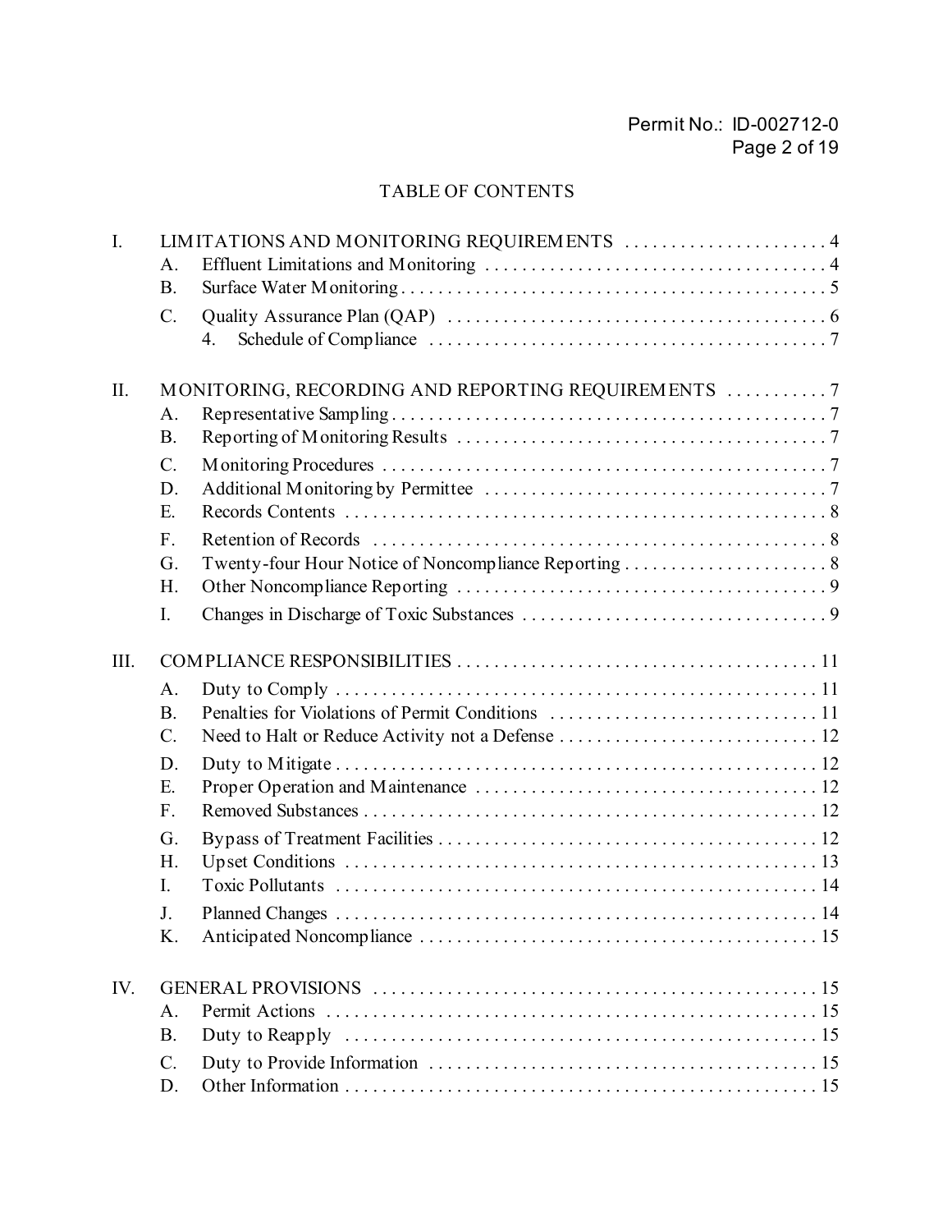## TABLE OF CONTENTS

I. LIMITATIONS AND MONITORING REQUIREMENTS . . . . . . . . . . . . . . . . . . . . . . 4
  - A. Effluent Limitations and Monitoring . . . . . . . . . . . . . . . . . . . . . . . . . . . . . . . . . . . . . 4
  - B. Surface Water Monitoring . . . . . . . . . . . . . . . . . . . . . . . . . . . . . . . . . . . . . . . . . . . . . . 5
  - C. Quality Assurance Plan (QAP) . . . . . . . . . . . . . . . . . . . . . . . . . . . . . . . . . . . . . . . . . 6
    - 4. Schedule of Compliance . . . . . . . . . . . . . . . . . . . . . . . . . . . . . . . . . . . . . . . . . . . 7

II. MONITORING, RECORDING AND REPORTING REQUIREMENTS . . . . . . . . . . . 7
  - A. Representative Sampling . . . . . . . . . . . . . . . . . . . . . . . . . . . . . . . . . . . . . . . . . . . . . . 7
  - B. Reporting of Monitoring Results . . . . . . . . . . . . . . . . . . . . . . . . . . . . . . . . . . . . . . . . 7
  - C. Monitoring Procedures . . . . . . . . . . . . . . . . . . . . . . . . . . . . . . . . . . . . . . . . . . . . . . . . 7
  - D. Additional Monitoring by Permittee . . . . . . . . . . . . . . . . . . . . . . . . . . . . . . . . . . . . . 7
  - E. Records Contents . . . . . . . . . . . . . . . . . . . . . . . . . . . . . . . . . . . . . . . . . . . . . . . . . . . . 8
  - F. Retention of Records . . . . . . . . . . . . . . . . . . . . . . . . . . . . . . . . . . . . . . . . . . . . . . . . . 8
  - G. Twenty-four Hour Notice of Noncompliance Reporting . . . . . . . . . . . . . . . . . . . . . . 8
  - H. Other Noncompliance Reporting . . . . . . . . . . . . . . . . . . . . . . . . . . . . . . . . . . . . . . . . 9
  - I. Changes in Discharge of Toxic Substances . . . . . . . . . . . . . . . . . . . . . . . . . . . . . . . . 9

III. COMPLIANCE RESPONSIBILITIES . . . . . . . . . . . . . . . . . . . . . . . . . . . . . . . . . . . . . . . 11
  - A. Duty to Comply . . . . . . . . . . . . . . . . . . . . . . . . . . . . . . . . . . . . . . . . . . . . . . . . . . . . 11
  - B. Penalties for Violations of Permit Conditions . . . . . . . . . . . . . . . . . . . . . . . . . . . . . 11
  - C. Need to Halt or Reduce Activity not a Defense . . . . . . . . . . . . . . . . . . . . . . . . . . . . 12
  - D. Duty to Mitigate . . . . . . . . . . . . . . . . . . . . . . . . . . . . . . . . . . . . . . . . . . . . . . . . . . . . 12
  - E. Proper Operation and Maintenance . . . . . . . . . . . . . . . . . . . . . . . . . . . . . . . . . . . . . 12
  - F. Removed Substances . . . . . . . . . . . . . . . . . . . . . . . . . . . . . . . . . . . . . . . . . . . . . . . . . 12
  - G. Bypass of Treatment Facilities . . . . . . . . . . . . . . . . . . . . . . . . . . . . . . . . . . . . . . . . . 12
  - H. Upset Conditions . . . . . . . . . . . . . . . . . . . . . . . . . . . . . . . . . . . . . . . . . . . . . . . . . . . 13
  - I. Toxic Pollutants . . . . . . . . . . . . . . . . . . . . . . . . . . . . . . . . . . . . . . . . . . . . . . . . . . . . 14
  - J. Planned Changes . . . . . . . . . . . . . . . . . . . . . . . . . . . . . . . . . . . . . . . . . . . . . . . . . . . . 14
  - K. Anticipated Noncompliance . . . . . . . . . . . . . . . . . . . . . . . . . . . . . . . . . . . . . . . . . . . 15

IV. GENERAL PROVISIONS . . . . . . . . . . . . . . . . . . . . . . . . . . . . . . . . . . . . . . . . . . . . . . . . 15
  - A. Permit Actions . . . . . . . . . . . . . . . . . . . . . . . . . . . . . . . . . . . . . . . . . . . . . . . . . . . . . 15
  - B. Duty to Reapply . . . . . . . . . . . . . . . . . . . . . . . . . . . . . . . . . . . . . . . . . . . . . . . . . . . . 15
  - C. Duty to Provide Information . . . . . . . . . . . . . . . . . . . . . . . . . . . . . . . . . . . . . . . . . . 15
  - D. Other Information . . . . . . . . . . . . . . . . . . . . . . . . . . . . . . . . . . . . . . . . . . . . . . . . . . . 15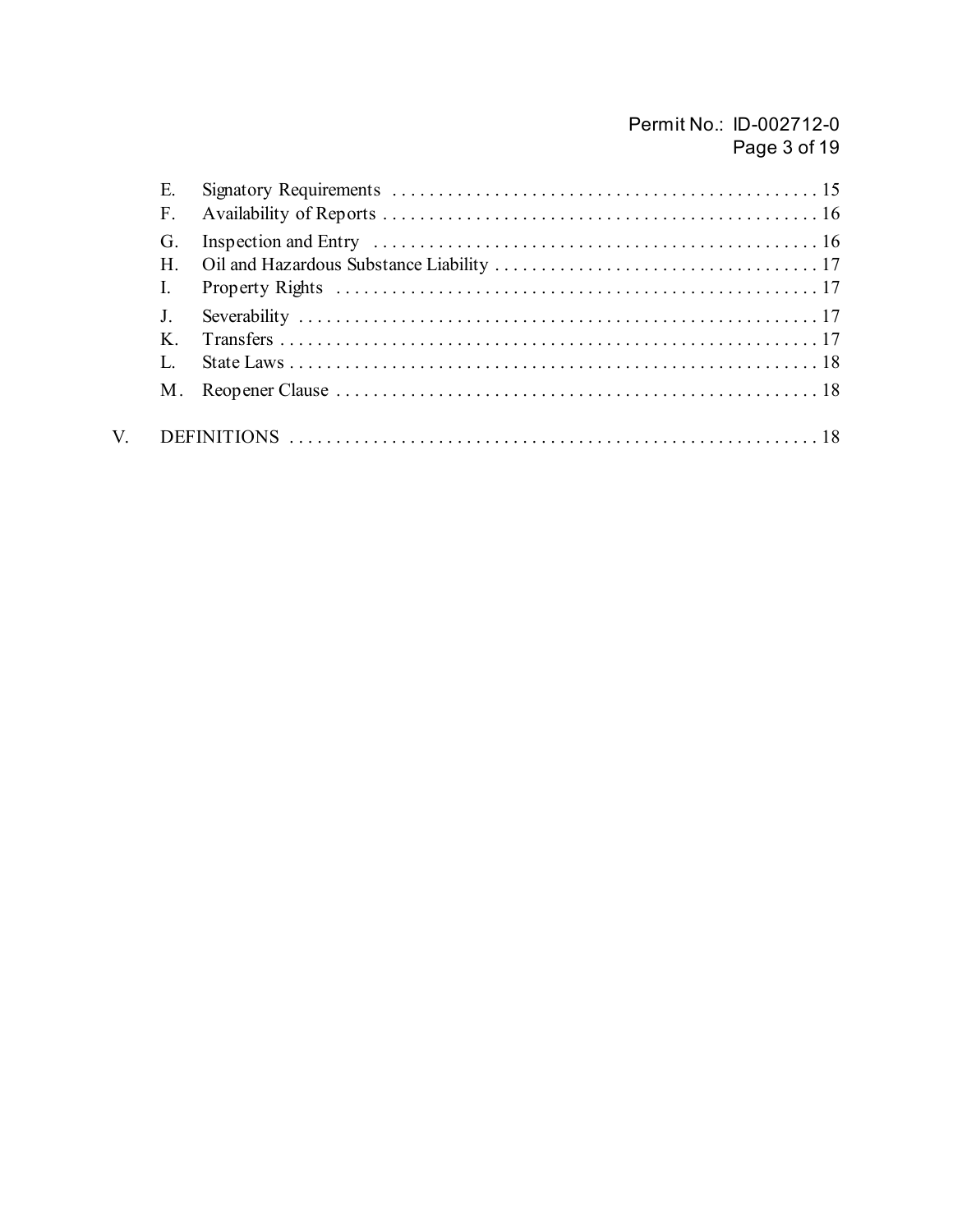E. Signatory Requirements . . . . . . . . . . . . . . . . . . . . . . . . . . . . . . . . . . . . . . . . . . . . . . 15
F. Availability of Reports . . . . . . . . . . . . . . . . . . . . . . . . . . . . . . . . . . . . . . . . . . . . . . 16
G. Inspection and Entry . . . . . . . . . . . . . . . . . . . . . . . . . . . . . . . . . . . . . . . . . . . . . . . 16
H. Oil and Hazardous Substance Liability . . . . . . . . . . . . . . . . . . . . . . . . . . . . . . . . . . . 17
I. Property Rights . . . . . . . . . . . . . . . . . . . . . . . . . . . . . . . . . . . . . . . . . . . . . . . . . . . . 17
J. Severability . . . . . . . . . . . . . . . . . . . . . . . . . . . . . . . . . . . . . . . . . . . . . . . . . . . . . . 17
K. Transfers . . . . . . . . . . . . . . . . . . . . . . . . . . . . . . . . . . . . . . . . . . . . . . . . . . . . . . . . 17
L. State Laws . . . . . . . . . . . . . . . . . . . . . . . . . . . . . . . . . . . . . . . . . . . . . . . . . . . . . . . 18
M. Reopener Clause . . . . . . . . . . . . . . . . . . . . . . . . . . . . . . . . . . . . . . . . . . . . . . . . . . . 18

V. DEFINITIONS . . . . . . . . . . . . . . . . . . . . . . . . . . . . . . . . . . . . . . . . . . . . . . . . . . . . . . . . 18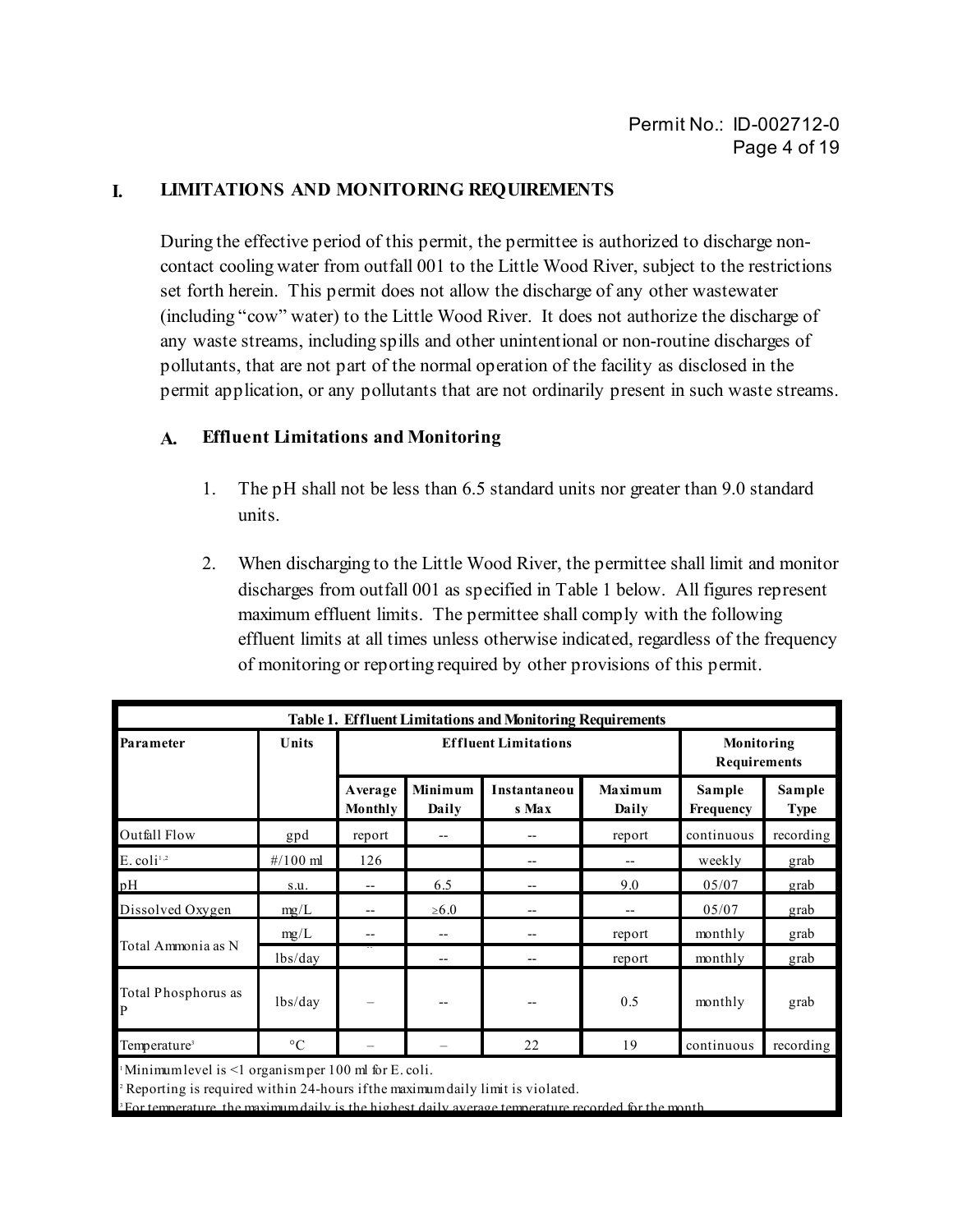## I. LIMITATIONS AND MONITORING REQUIREMENTS

During the effective period of this permit, the permittee is authorized to discharge non-contact cooling water from outfall 001 to the Little Wood River, subject to the restrictions set forth herein. This permit does not allow the discharge of any other wastewater (including "cow" water) to the Little Wood River. It does not authorize the discharge of any waste streams, including spills and other unintentional or non-routine discharges of pollutants, that are not part of the normal operation of the facility as disclosed in the permit application, or any pollutants that are not ordinarily present in such waste streams.

### A. Effluent Limitations and Monitoring

1. The pH shall not be less than 6.5 standard units nor greater than 9.0 standard units.

2. When discharging to the Little Wood River, the permittee shall limit and monitor discharges from outfall 001 as specified in Table 1 below. All figures represent maximum effluent limits. The permittee shall comply with the following effluent limits at all times unless otherwise indicated, regardless of the frequency of monitoring or reporting required by other provisions of this permit.

**Table 1. Effluent Limitations and Monitoring Requirements**

| Parameter | Units | Effluent Limitations | | | | Monitoring Requirements | |
|---|---|---|---|---|---|---|---|
| | | Average Monthly | Minimum Daily | Instantaneous Max | Maximum Daily | Sample Frequency | Sample Type |
| Outfall Flow | gpd | report | -- | -- | report | continuous | recording |
| E. coli[1,2] | #/100 ml | 126 | | -- | -- | weekly | grab |
| pH | s.u. | -- | 6.5 | -- | 9.0 | 05/07 | grab |
| Dissolved Oxygen | mg/L | -- | ≥6.0 | -- | -- | 05/07 | grab |
| Total Ammonia as N | mg/L | -- | -- | -- | report | monthly | grab |
| | lbs/day | -- | -- | -- | report | monthly | grab |
| Total Phosphorus as P | lbs/day | – | -- | -- | 0.5 | monthly | grab |
| Temperature[3] | °C | – | – | 22 | 19 | continuous | recording |

[1] Minimum level is <1 organism per 100 ml for E. coli.
[2] Reporting is required within 24-hours if the maximum daily limit is violated.
[3] For temperature, the maximum daily is the highest daily average temperature recorded for the month.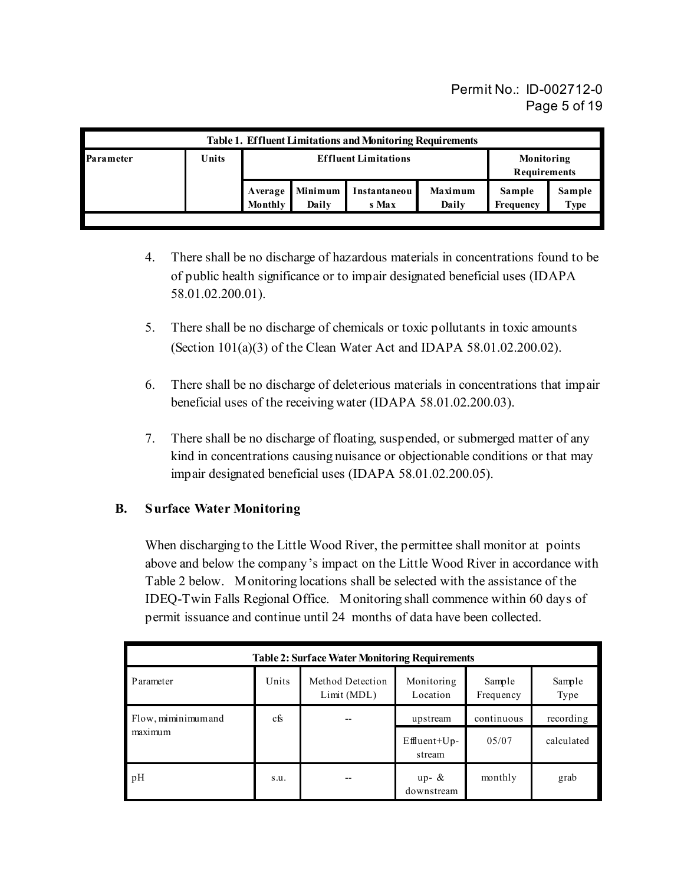| Table 1. Effluent Limitations and Monitoring Requirements | | | | | | | |
|---|---|---|---|---|---|---|---|
| Parameter | Units | Effluent Limitations | | | | Monitoring Requirements | |
| | | Average Monthly | Minimum Daily | Instantaneous Max | Maximum Daily | Sample Frequency | Sample Type |

4. There shall be no discharge of hazardous materials in concentrations found to be of public health significance or to impair designated beneficial uses (IDAPA 58.01.02.200.01).

5. There shall be no discharge of chemicals or toxic pollutants in toxic amounts (Section 101(a)(3) of the Clean Water Act and IDAPA 58.01.02.200.02).

6. There shall be no discharge of deleterious materials in concentrations that impair beneficial uses of the receiving water (IDAPA 58.01.02.200.03).

7. There shall be no discharge of floating, suspended, or submerged matter of any kind in concentrations causing nuisance or objectionable conditions or that may impair designated beneficial uses (IDAPA 58.01.02.200.05).

## B. Surface Water Monitoring

When discharging to the Little Wood River, the permittee shall monitor at points above and below the company's impact on the Little Wood River in accordance with Table 2 below. Monitoring locations shall be selected with the assistance of the IDEQ-Twin Falls Regional Office. Monitoring shall commence within 60 days of permit issuance and continue until 24 months of data have been collected.

| Table 2: Surface Water Monitoring Requirements | | | | | |
|---|---|---|---|---|---|
| Parameter | Units | Method Detection Limit (MDL) | Monitoring Location | Sample Frequency | Sample Type |
| Flow, miminimum and maximum | cfs | -- | upstream | continuous | recording |
| | | | Effluent+Up-stream | 05/07 | calculated |
| pH | s.u. | -- | up- & downstream | monthly | grab |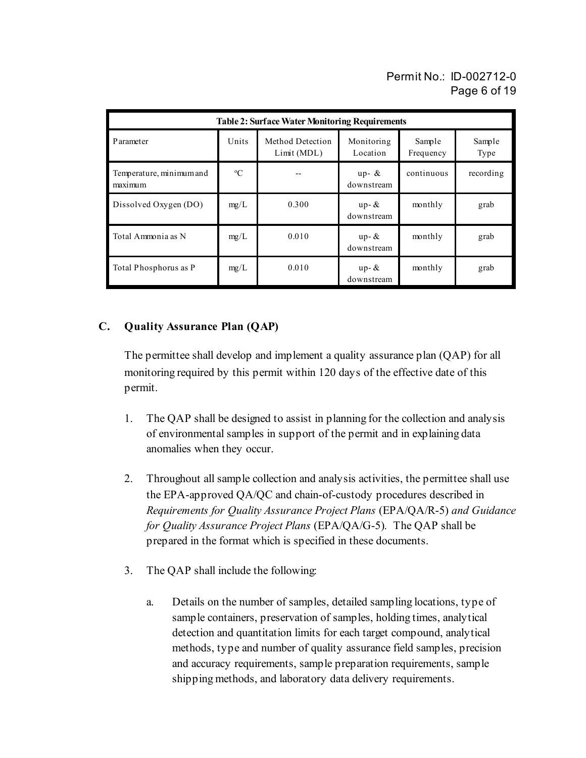| Table 2: Surface Water Monitoring Requirements | | | | | |
|---|---|---|---|---|---|
| Parameter | Units | Method Detection Limit (MDL) | Monitoring Location | Sample Frequency | Sample Type |
| Temperature, minimum and maximum | $^{o}C$ | -- | up- & downstream | continuous | recording |
| Dissolved Oxygen (DO) | mg/L | 0.300 | up- & downstream | monthly | grab |
| Total Ammonia as N | mg/L | 0.010 | up- & downstream | monthly | grab |
| Total Phosphorus as P | mg/L | 0.010 | up- & downstream | monthly | grab |

## C. Quality Assurance Plan (QAP)

The permittee shall develop and implement a quality assurance plan (QAP) for all monitoring required by this permit within 120 days of the effective date of this permit.

1. The QAP shall be designed to assist in planning for the collection and analysis of environmental samples in support of the permit and in explaining data anomalies when they occur.

2. Throughout all sample collection and analysis activities, the permittee shall use the EPA-approved QA/QC and chain-of-custody procedures described in *Requirements for Quality Assurance Project Plans* (EPA/QA/R-5) *and Guidance for Quality Assurance Project Plans* (EPA/QA/G-5). The QAP shall be prepared in the format which is specified in these documents.

3. The QAP shall include the following:

   a. Details on the number of samples, detailed sampling locations, type of sample containers, preservation of samples, holding times, analytical detection and quantitation limits for each target compound, analytical methods, type and number of quality assurance field samples, precision and accuracy requirements, sample preparation requirements, sample shipping methods, and laboratory data delivery requirements.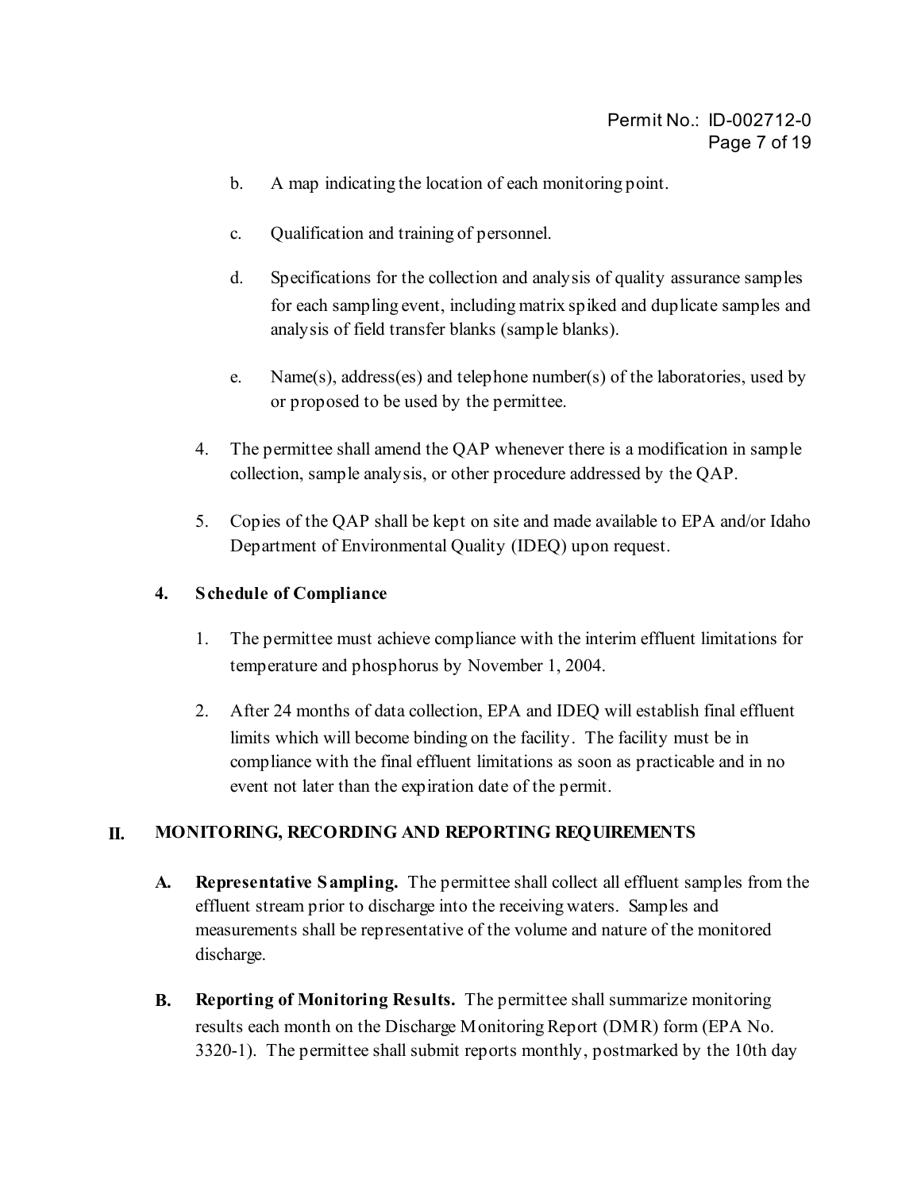b. A map indicating the location of each monitoring point.

c. Qualification and training of personnel.

d. Specifications for the collection and analysis of quality assurance samples for each sampling event, including matrix spiked and duplicate samples and analysis of field transfer blanks (sample blanks).

e. Name(s), address(es) and telephone number(s) of the laboratories, used by or proposed to be used by the permittee.

4. The permittee shall amend the QAP whenever there is a modification in sample collection, sample analysis, or other procedure addressed by the QAP.

5. Copies of the QAP shall be kept on site and made available to EPA and/or Idaho Department of Environmental Quality (IDEQ) upon request.

**4. Schedule of Compliance**

1. The permittee must achieve compliance with the interim effluent limitations for temperature and phosphorus by November 1, 2004.

2. After 24 months of data collection, EPA and IDEQ will establish final effluent limits which will become binding on the facility. The facility must be in compliance with the final effluent limitations as soon as practicable and in no event not later than the expiration date of the permit.

## II. MONITORING, RECORDING AND REPORTING REQUIREMENTS

**A. Representative Sampling.** The permittee shall collect all effluent samples from the effluent stream prior to discharge into the receiving waters. Samples and measurements shall be representative of the volume and nature of the monitored discharge.

**B. Reporting of Monitoring Results.** The permittee shall summarize monitoring results each month on the Discharge Monitoring Report (DMR) form (EPA No. 3320-1). The permittee shall submit reports monthly, postmarked by the 10th day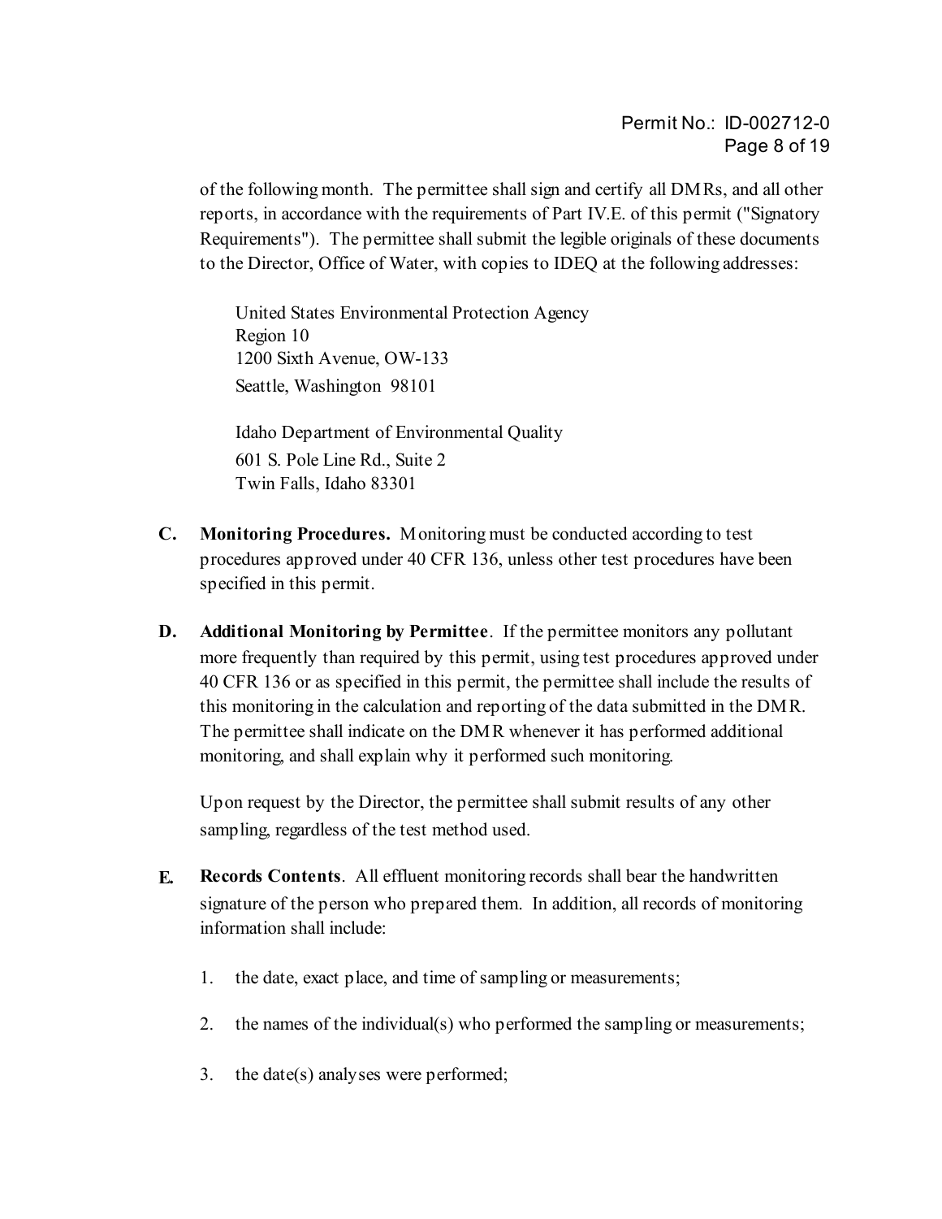of the following month. The permittee shall sign and certify all DMRs, and all other reports, in accordance with the requirements of Part IV.E. of this permit ("Signatory Requirements"). The permittee shall submit the legible originals of these documents to the Director, Office of Water, with copies to IDEQ at the following addresses:

United States Environmental Protection Agency
Region 10
1200 Sixth Avenue, OW-133
Seattle, Washington 98101

Idaho Department of Environmental Quality
601 S. Pole Line Rd., Suite 2
Twin Falls, Idaho 83301

**C. Monitoring Procedures.** Monitoring must be conducted according to test procedures approved under 40 CFR 136, unless other test procedures have been specified in this permit.

**D. Additional Monitoring by Permittee**. If the permittee monitors any pollutant more frequently than required by this permit, using test procedures approved under 40 CFR 136 or as specified in this permit, the permittee shall include the results of this monitoring in the calculation and reporting of the data submitted in the DMR. The permittee shall indicate on the DMR whenever it has performed additional monitoring, and shall explain why it performed such monitoring.

Upon request by the Director, the permittee shall submit results of any other sampling, regardless of the test method used.

**E. Records Contents**. All effluent monitoring records shall bear the handwritten signature of the person who prepared them. In addition, all records of monitoring information shall include:

1. the date, exact place, and time of sampling or measurements;
2. the names of the individual(s) who performed the sampling or measurements;
3. the date(s) analyses were performed;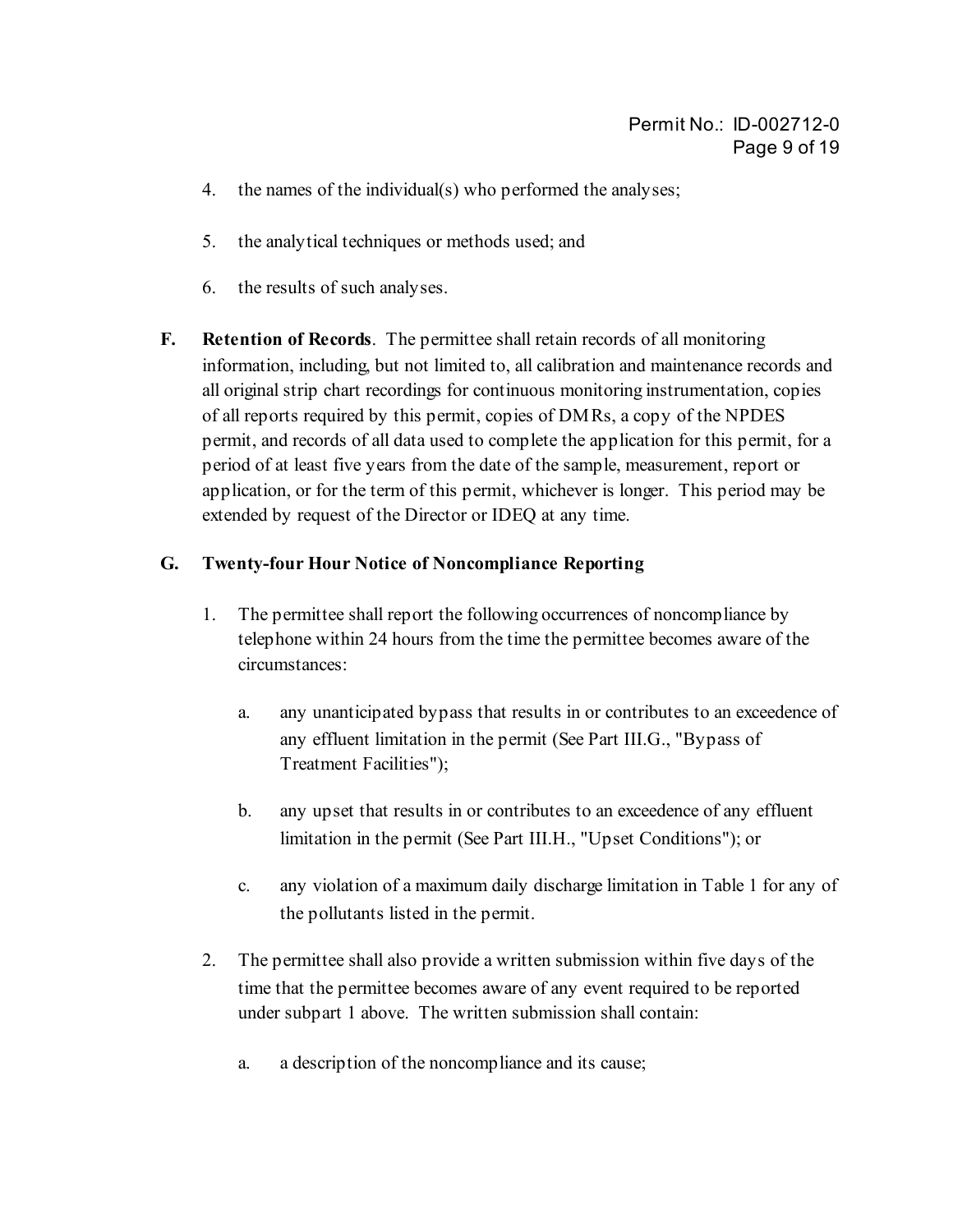4. the names of the individual(s) who performed the analyses;

5. the analytical techniques or methods used; and

6. the results of such analyses.

**F. Retention of Records**. The permittee shall retain records of all monitoring information, including, but not limited to, all calibration and maintenance records and all original strip chart recordings for continuous monitoring instrumentation, copies of all reports required by this permit, copies of DMRs, a copy of the NPDES permit, and records of all data used to complete the application for this permit, for a period of at least five years from the date of the sample, measurement, report or application, or for the term of this permit, whichever is longer. This period may be extended by request of the Director or IDEQ at any time.

**G. Twenty-four Hour Notice of Noncompliance Reporting**

1. The permittee shall report the following occurrences of noncompliance by telephone within 24 hours from the time the permittee becomes aware of the circumstances:

   a. any unanticipated bypass that results in or contributes to an exceedence of any effluent limitation in the permit (See Part III.G., "Bypass of Treatment Facilities");

   b. any upset that results in or contributes to an exceedence of any effluent limitation in the permit (See Part III.H., "Upset Conditions"); or

   c. any violation of a maximum daily discharge limitation in Table 1 for any of the pollutants listed in the permit.

2. The permittee shall also provide a written submission within five days of the time that the permittee becomes aware of any event required to be reported under subpart 1 above. The written submission shall contain:

   a. a description of the noncompliance and its cause;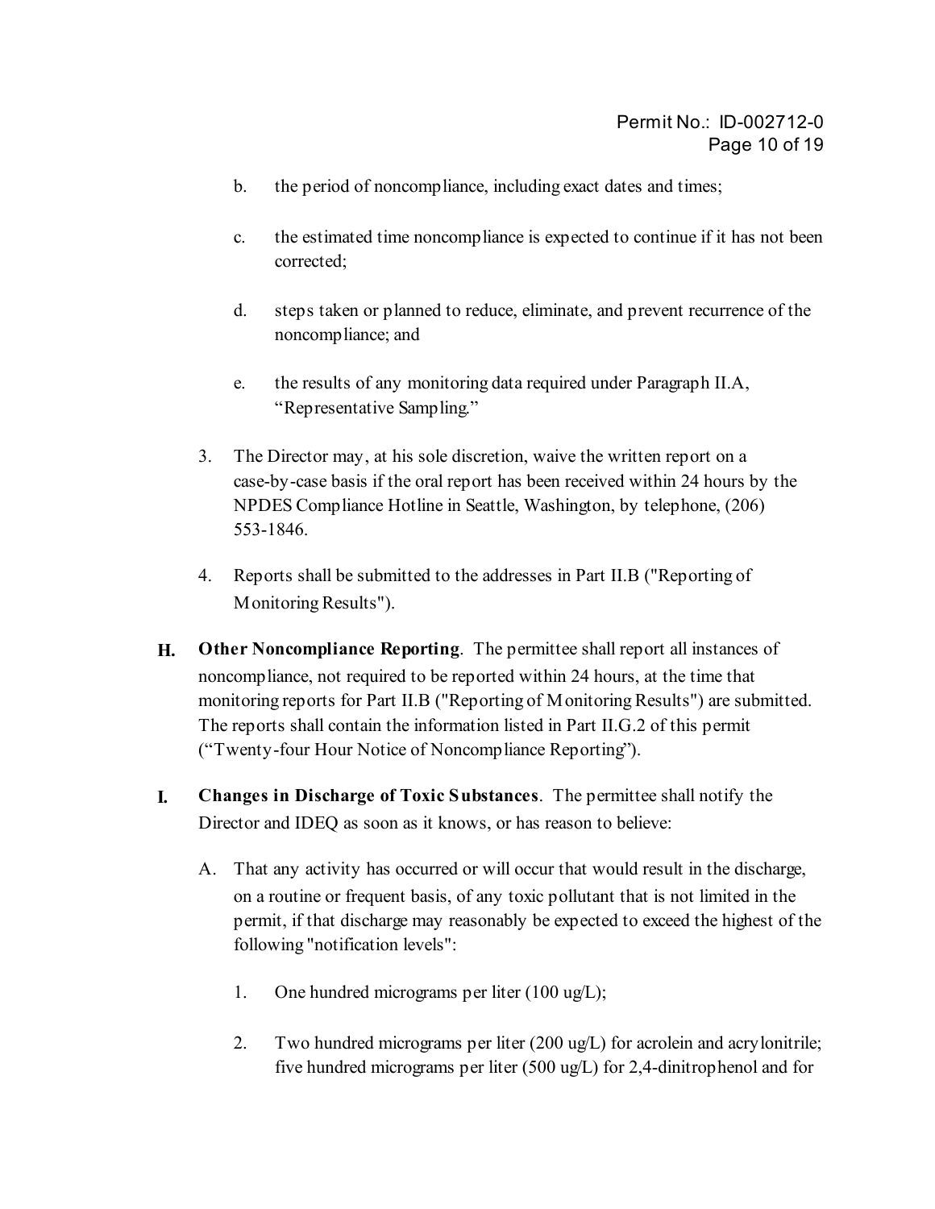b. the period of noncompliance, including exact dates and times;

c. the estimated time noncompliance is expected to continue if it has not been corrected;

d. steps taken or planned to reduce, eliminate, and prevent recurrence of the noncompliance; and

e. the results of any monitoring data required under Paragraph II.A, "Representative Sampling."

3. The Director may, at his sole discretion, waive the written report on a case-by-case basis if the oral report has been received within 24 hours by the NPDES Compliance Hotline in Seattle, Washington, by telephone, (206) 553-1846.

4. Reports shall be submitted to the addresses in Part II.B ("Reporting of Monitoring Results").

**H. Other Noncompliance Reporting**. The permittee shall report all instances of noncompliance, not required to be reported within 24 hours, at the time that monitoring reports for Part II.B ("Reporting of Monitoring Results") are submitted. The reports shall contain the information listed in Part II.G.2 of this permit ("Twenty-four Hour Notice of Noncompliance Reporting").

**I. Changes in Discharge of Toxic Substances**. The permittee shall notify the Director and IDEQ as soon as it knows, or has reason to believe:

A. That any activity has occurred or will occur that would result in the discharge, on a routine or frequent basis, of any toxic pollutant that is not limited in the permit, if that discharge may reasonably be expected to exceed the highest of the following "notification levels":

1. One hundred micrograms per liter (100 ug/L);

2. Two hundred micrograms per liter (200 ug/L) for acrolein and acrylonitrile; five hundred micrograms per liter (500 ug/L) for 2,4-dinitrophenol and for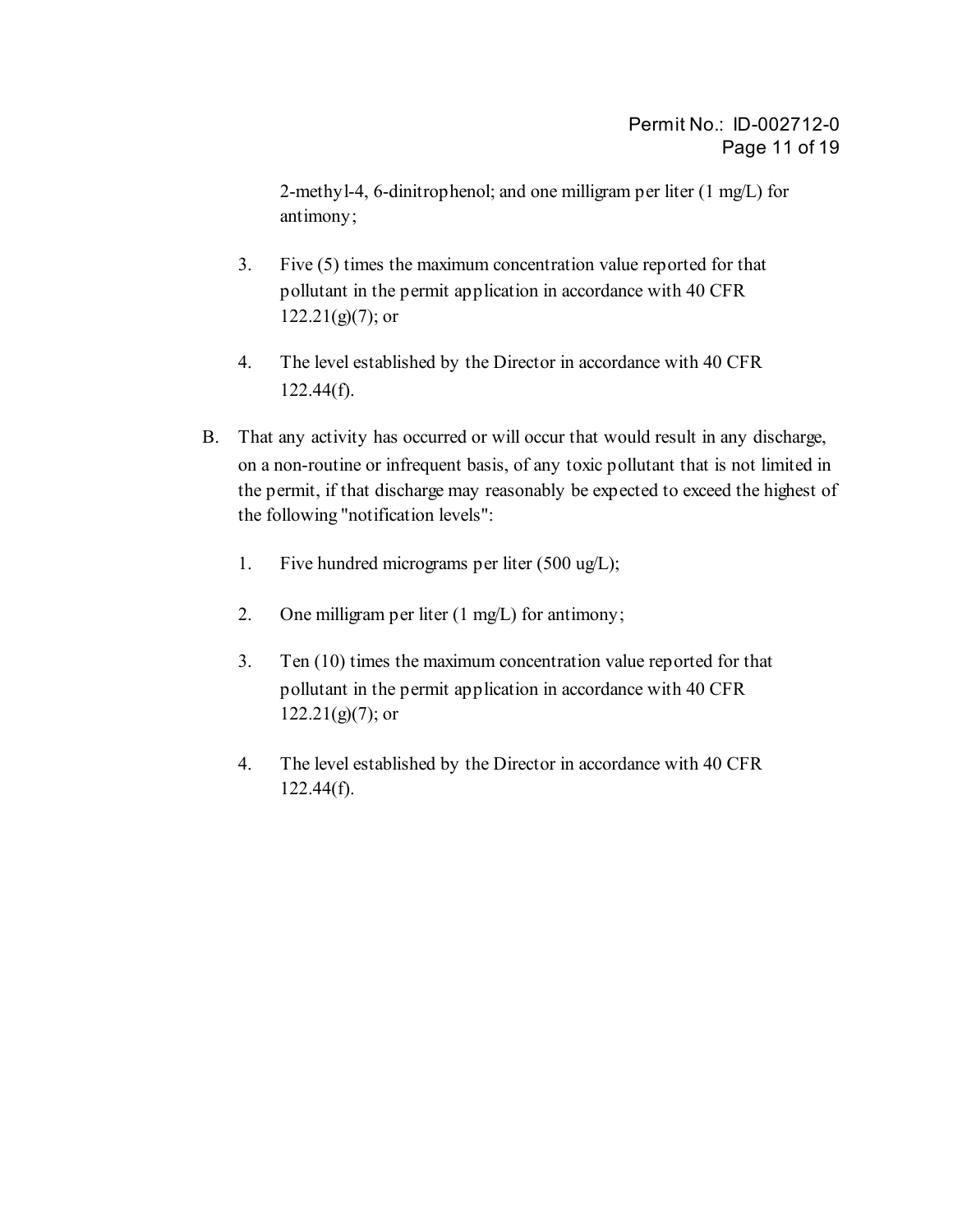2-methyl-4, 6-dinitrophenol; and one milligram per liter (1 mg/L) for antimony;

3. Five (5) times the maximum concentration value reported for that pollutant in the permit application in accordance with 40 CFR 122.21(g)(7); or

4. The level established by the Director in accordance with 40 CFR 122.44(f).

B. That any activity has occurred or will occur that would result in any discharge, on a non-routine or infrequent basis, of any toxic pollutant that is not limited in the permit, if that discharge may reasonably be expected to exceed the highest of the following "notification levels":

   1. Five hundred micrograms per liter (500 ug/L);

   2. One milligram per liter (1 mg/L) for antimony;

   3. Ten (10) times the maximum concentration value reported for that pollutant in the permit application in accordance with 40 CFR 122.21(g)(7); or

   4. The level established by the Director in accordance with 40 CFR 122.44(f).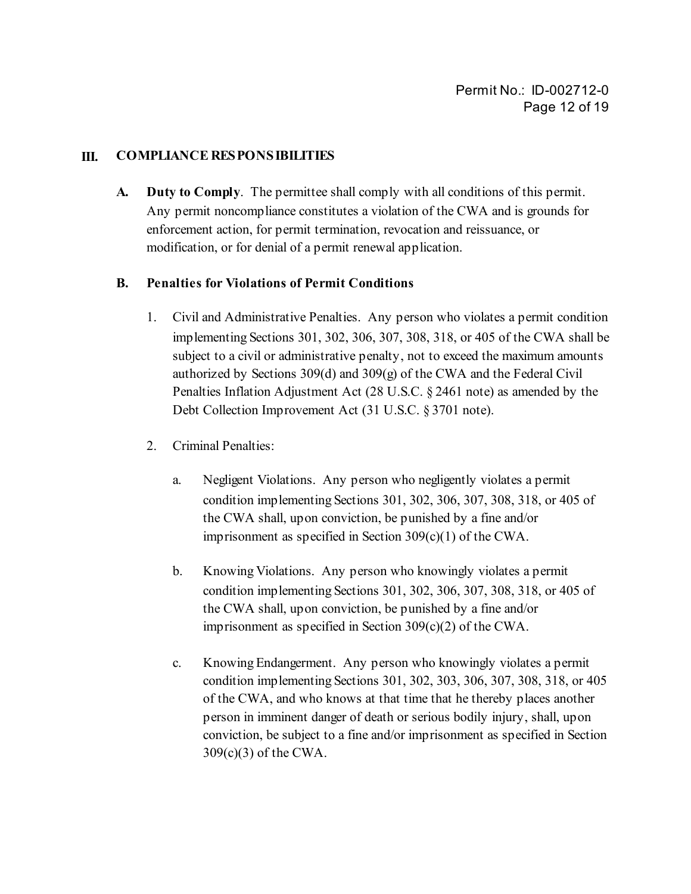## III. COMPLIANCE RESPONSIBILITIES

**A. Duty to Comply**. The permittee shall comply with all conditions of this permit. Any permit noncompliance constitutes a violation of the CWA and is grounds for enforcement action, for permit termination, revocation and reissuance, or modification, or for denial of a permit renewal application.

**B. Penalties for Violations of Permit Conditions**

1. Civil and Administrative Penalties. Any person who violates a permit condition implementing Sections 301, 302, 306, 307, 308, 318, or 405 of the CWA shall be subject to a civil or administrative penalty, not to exceed the maximum amounts authorized by Sections 309(d) and 309(g) of the CWA and the Federal Civil Penalties Inflation Adjustment Act (28 U.S.C. § 2461 note) as amended by the Debt Collection Improvement Act (31 U.S.C. § 3701 note).

2. Criminal Penalties:

   a. Negligent Violations. Any person who negligently violates a permit condition implementing Sections 301, 302, 306, 307, 308, 318, or 405 of the CWA shall, upon conviction, be punished by a fine and/or imprisonment as specified in Section 309(c)(1) of the CWA.

   b. Knowing Violations. Any person who knowingly violates a permit condition implementing Sections 301, 302, 306, 307, 308, 318, or 405 of the CWA shall, upon conviction, be punished by a fine and/or imprisonment as specified in Section 309(c)(2) of the CWA.

   c. Knowing Endangerment. Any person who knowingly violates a permit condition implementing Sections 301, 302, 303, 306, 307, 308, 318, or 405 of the CWA, and who knows at that time that he thereby places another person in imminent danger of death or serious bodily injury, shall, upon conviction, be subject to a fine and/or imprisonment as specified in Section 309(c)(3) of the CWA.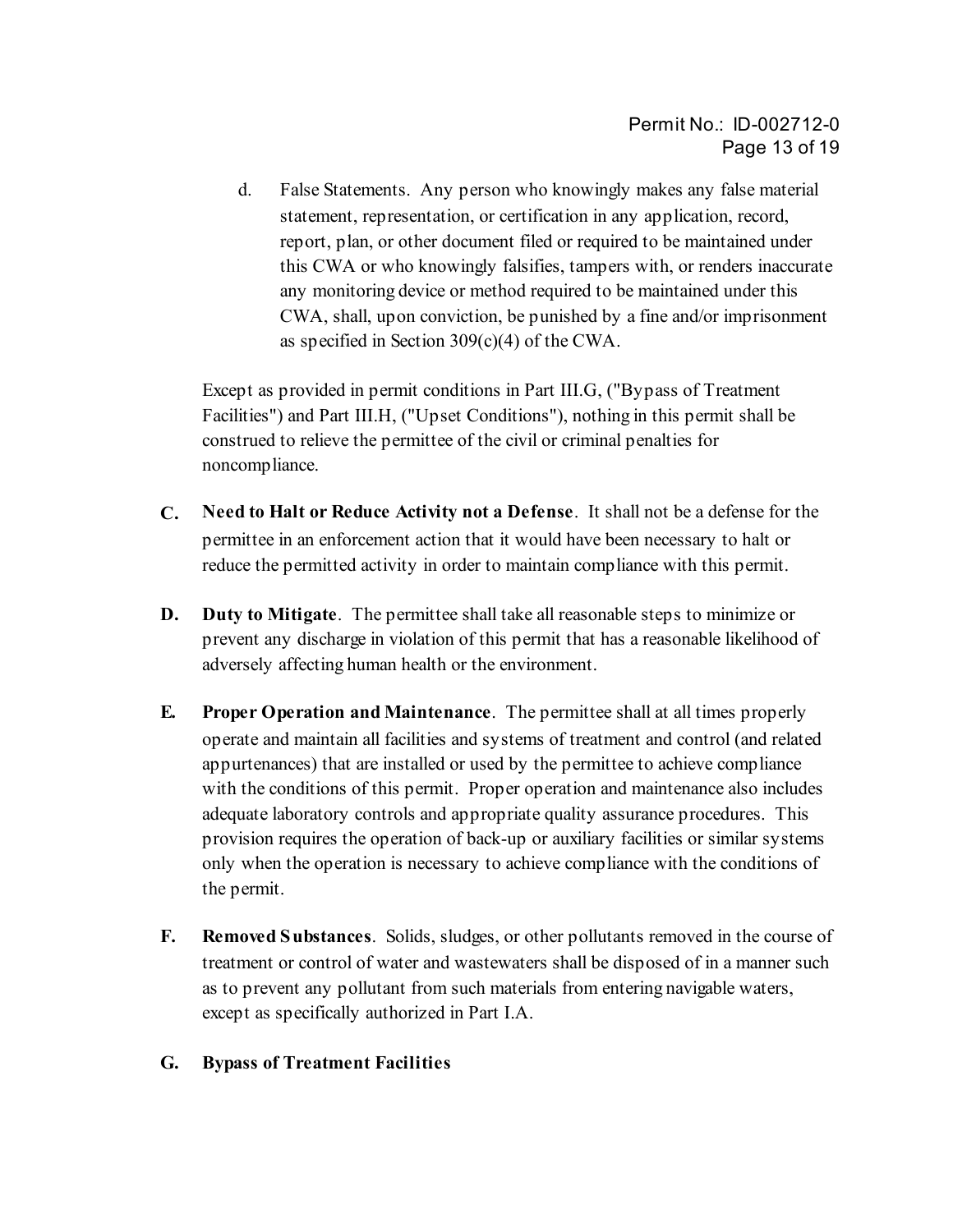d. False Statements. Any person who knowingly makes any false material statement, representation, or certification in any application, record, report, plan, or other document filed or required to be maintained under this CWA or who knowingly falsifies, tampers with, or renders inaccurate any monitoring device or method required to be maintained under this CWA, shall, upon conviction, be punished by a fine and/or imprisonment as specified in Section 309(c)(4) of the CWA.

Except as provided in permit conditions in Part III.G, ("Bypass of Treatment Facilities") and Part III.H, ("Upset Conditions"), nothing in this permit shall be construed to relieve the permittee of the civil or criminal penalties for noncompliance.

**C. Need to Halt or Reduce Activity not a Defense**. It shall not be a defense for the permittee in an enforcement action that it would have been necessary to halt or reduce the permitted activity in order to maintain compliance with this permit.

**D. Duty to Mitigate**. The permittee shall take all reasonable steps to minimize or prevent any discharge in violation of this permit that has a reasonable likelihood of adversely affecting human health or the environment.

**E. Proper Operation and Maintenance**. The permittee shall at all times properly operate and maintain all facilities and systems of treatment and control (and related appurtenances) that are installed or used by the permittee to achieve compliance with the conditions of this permit. Proper operation and maintenance also includes adequate laboratory controls and appropriate quality assurance procedures. This provision requires the operation of back-up or auxiliary facilities or similar systems only when the operation is necessary to achieve compliance with the conditions of the permit.

**F. Removed Substances**. Solids, sludges, or other pollutants removed in the course of treatment or control of water and wastewaters shall be disposed of in a manner such as to prevent any pollutant from such materials from entering navigable waters, except as specifically authorized in Part I.A.

**G. Bypass of Treatment Facilities**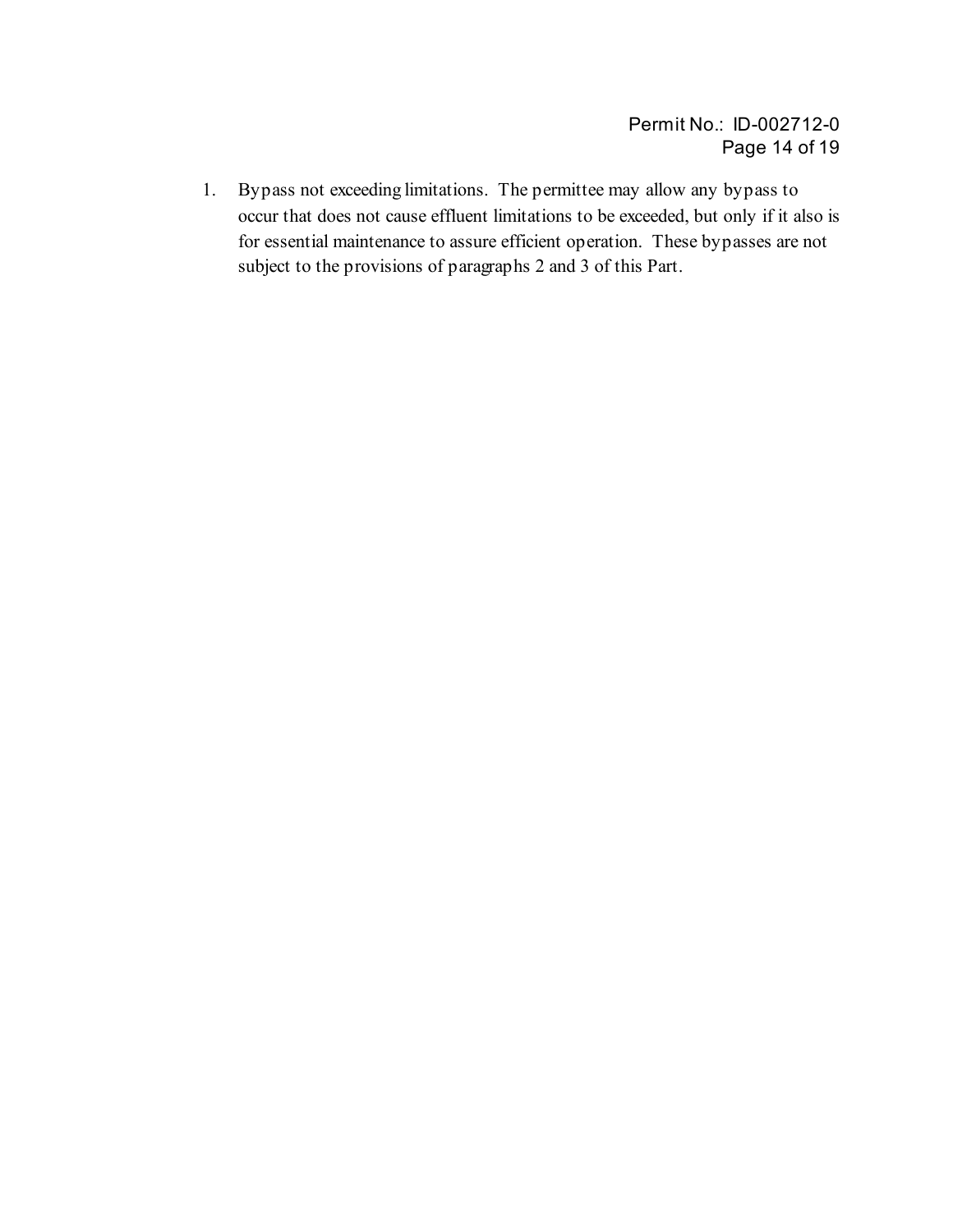1. Bypass not exceeding limitations. The permittee may allow any bypass to occur that does not cause effluent limitations to be exceeded, but only if it also is for essential maintenance to assure efficient operation. These bypasses are not subject to the provisions of paragraphs 2 and 3 of this Part.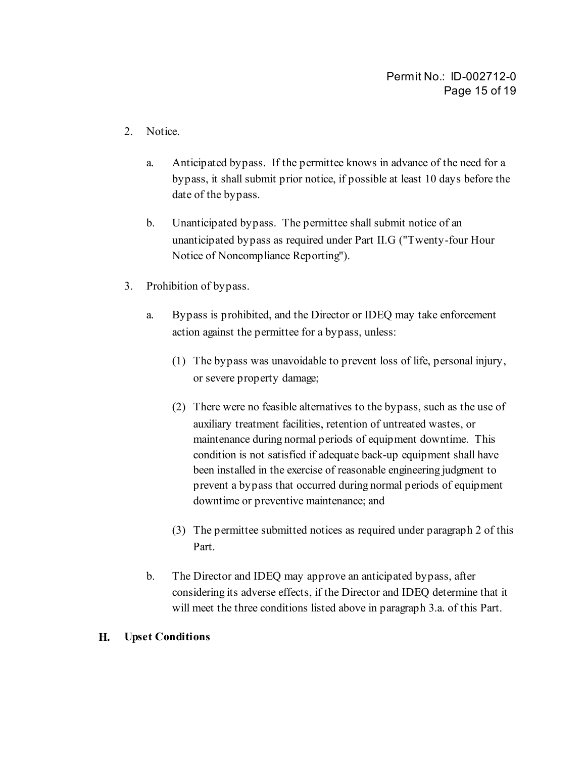2. Notice.

   a. Anticipated bypass. If the permittee knows in advance of the need for a bypass, it shall submit prior notice, if possible at least 10 days before the date of the bypass.

   b. Unanticipated bypass. The permittee shall submit notice of an unanticipated bypass as required under Part II.G ("Twenty-four Hour Notice of Noncompliance Reporting").

3. Prohibition of bypass.

   a. Bypass is prohibited, and the Director or IDEQ may take enforcement action against the permittee for a bypass, unless:

      (1) The bypass was unavoidable to prevent loss of life, personal injury, or severe property damage;

      (2) There were no feasible alternatives to the bypass, such as the use of auxiliary treatment facilities, retention of untreated wastes, or maintenance during normal periods of equipment downtime. This condition is not satisfied if adequate back-up equipment shall have been installed in the exercise of reasonable engineering judgment to prevent a bypass that occurred during normal periods of equipment downtime or preventive maintenance; and

      (3) The permittee submitted notices as required under paragraph 2 of this Part.

   b. The Director and IDEQ may approve an anticipated bypass, after considering its adverse effects, if the Director and IDEQ determine that it will meet the three conditions listed above in paragraph 3.a. of this Part.

## H. Upset Conditions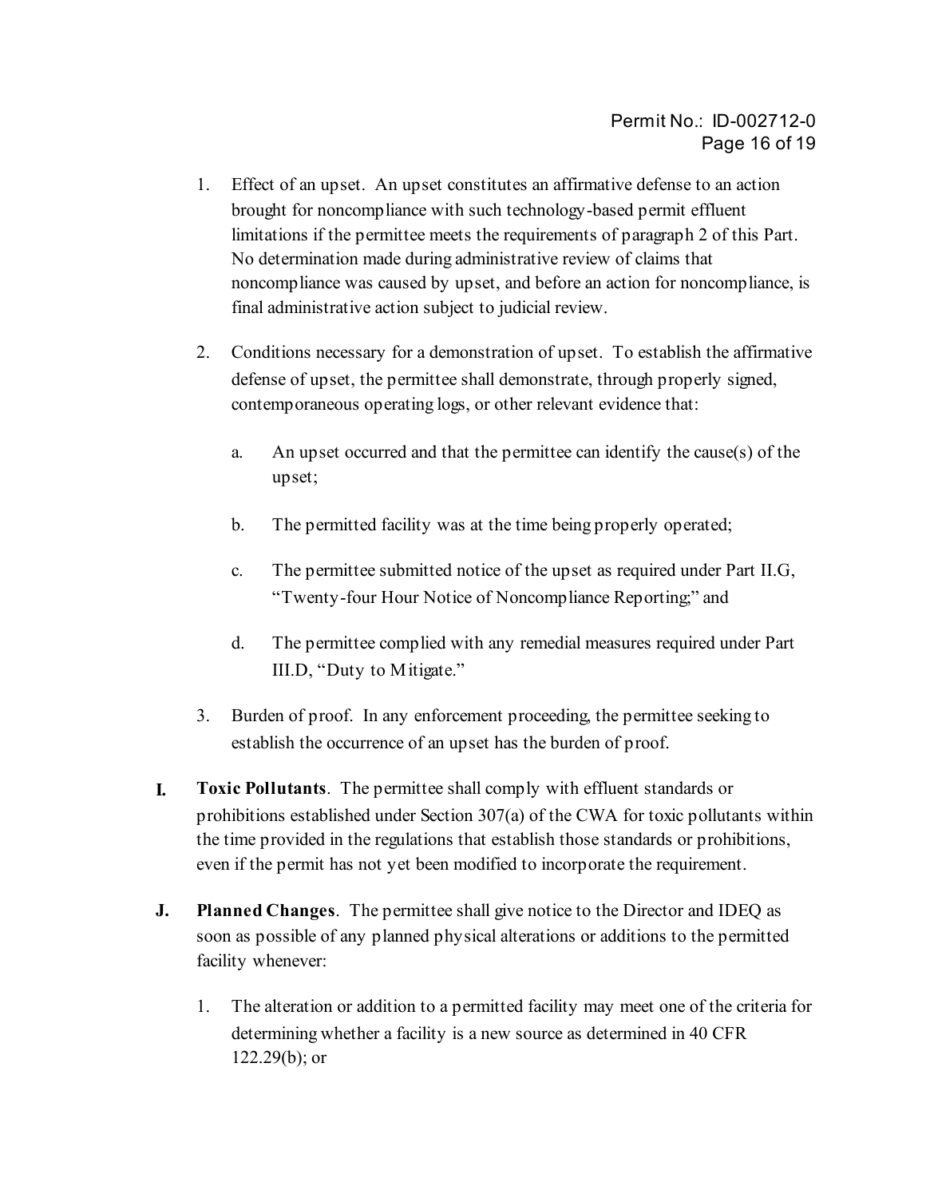1. Effect of an upset. An upset constitutes an affirmative defense to an action brought for noncompliance with such technology-based permit effluent limitations if the permittee meets the requirements of paragraph 2 of this Part. No determination made during administrative review of claims that noncompliance was caused by upset, and before an action for noncompliance, is final administrative action subject to judicial review.

2. Conditions necessary for a demonstration of upset. To establish the affirmative defense of upset, the permittee shall demonstrate, through properly signed, contemporaneous operating logs, or other relevant evidence that:

   a. An upset occurred and that the permittee can identify the cause(s) of the upset;

   b. The permitted facility was at the time being properly operated;

   c. The permittee submitted notice of the upset as required under Part II.G, "Twenty-four Hour Notice of Noncompliance Reporting;" and

   d. The permittee complied with any remedial measures required under Part III.D, "Duty to Mitigate."

3. Burden of proof. In any enforcement proceeding, the permittee seeking to establish the occurrence of an upset has the burden of proof.

**I. Toxic Pollutants**. The permittee shall comply with effluent standards or prohibitions established under Section 307(a) of the CWA for toxic pollutants within the time provided in the regulations that establish those standards or prohibitions, even if the permit has not yet been modified to incorporate the requirement.

**J. Planned Changes**. The permittee shall give notice to the Director and IDEQ as soon as possible of any planned physical alterations or additions to the permitted facility whenever:

1. The alteration or addition to a permitted facility may meet one of the criteria for determining whether a facility is a new source as determined in 40 CFR 122.29(b); or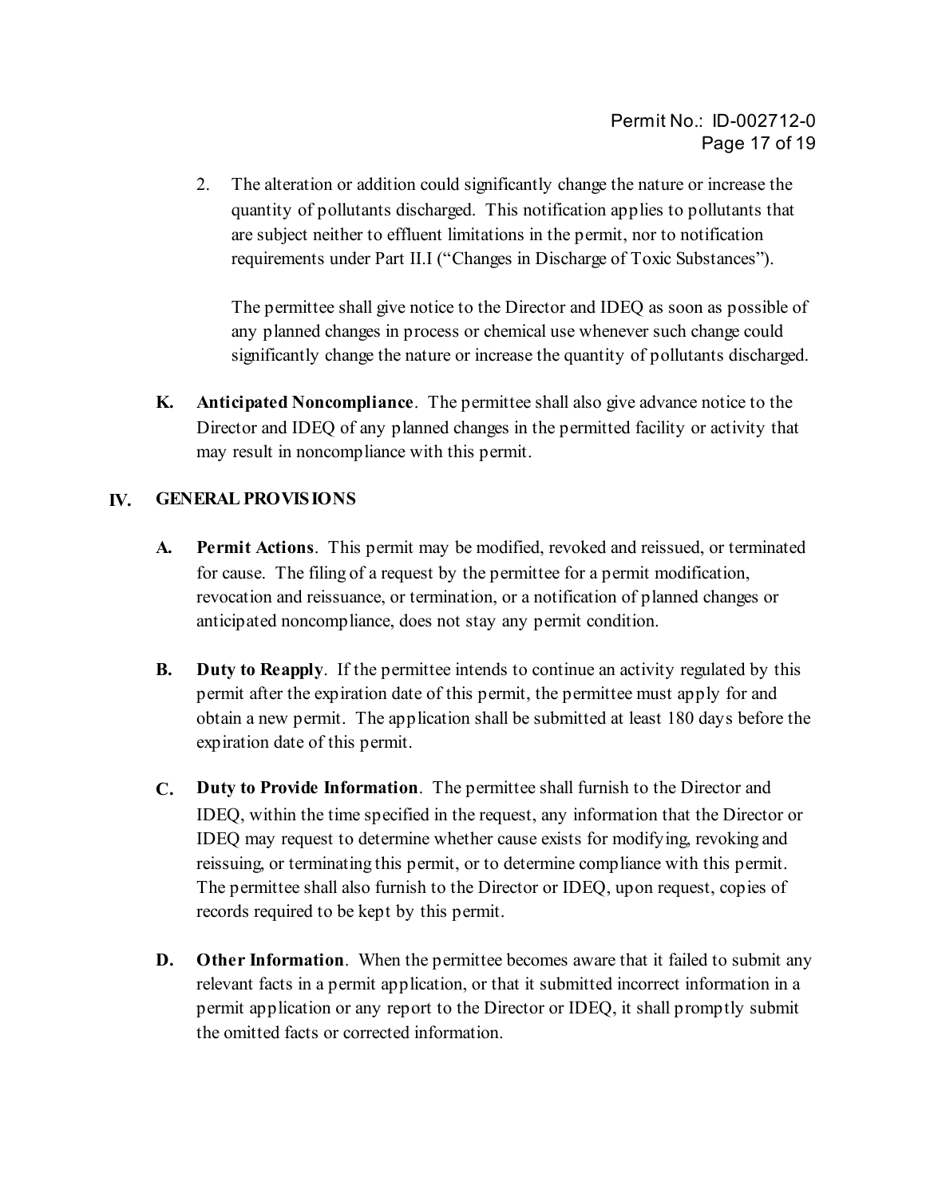2. The alteration or addition could significantly change the nature or increase the quantity of pollutants discharged. This notification applies to pollutants that are subject neither to effluent limitations in the permit, nor to notification requirements under Part II.I ("Changes in Discharge of Toxic Substances").

   The permittee shall give notice to the Director and IDEQ as soon as possible of any planned changes in process or chemical use whenever such change could significantly change the nature or increase the quantity of pollutants discharged.

**K. Anticipated Noncompliance**. The permittee shall also give advance notice to the Director and IDEQ of any planned changes in the permitted facility or activity that may result in noncompliance with this permit.

## IV. GENERAL PROVISIONS

**A. Permit Actions**. This permit may be modified, revoked and reissued, or terminated for cause. The filing of a request by the permittee for a permit modification, revocation and reissuance, or termination, or a notification of planned changes or anticipated noncompliance, does not stay any permit condition.

**B. Duty to Reapply**. If the permittee intends to continue an activity regulated by this permit after the expiration date of this permit, the permittee must apply for and obtain a new permit. The application shall be submitted at least 180 days before the expiration date of this permit.

**C. Duty to Provide Information**. The permittee shall furnish to the Director and IDEQ, within the time specified in the request, any information that the Director or IDEQ may request to determine whether cause exists for modifying, revoking and reissuing, or terminating this permit, or to determine compliance with this permit. The permittee shall also furnish to the Director or IDEQ, upon request, copies of records required to be kept by this permit.

**D. Other Information**. When the permittee becomes aware that it failed to submit any relevant facts in a permit application, or that it submitted incorrect information in a permit application or any report to the Director or IDEQ, it shall promptly submit the omitted facts or corrected information.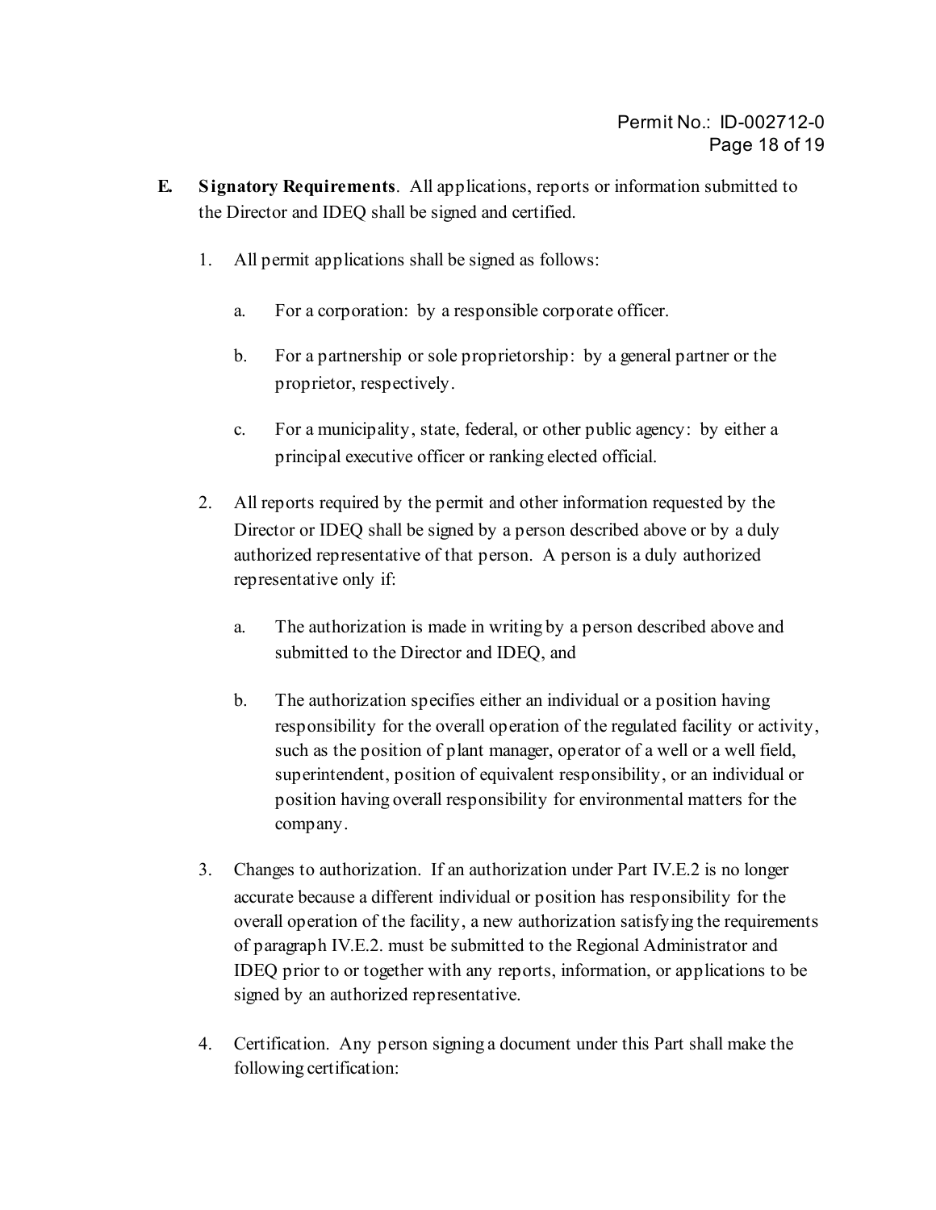**E. Signatory Requirements**. All applications, reports or information submitted to the Director and IDEQ shall be signed and certified.

1. All permit applications shall be signed as follows:

   a. For a corporation: by a responsible corporate officer.

   b. For a partnership or sole proprietorship: by a general partner or the proprietor, respectively.

   c. For a municipality, state, federal, or other public agency: by either a principal executive officer or ranking elected official.

2. All reports required by the permit and other information requested by the Director or IDEQ shall be signed by a person described above or by a duly authorized representative of that person. A person is a duly authorized representative only if:

   a. The authorization is made in writing by a person described above and submitted to the Director and IDEQ, and

   b. The authorization specifies either an individual or a position having responsibility for the overall operation of the regulated facility or activity, such as the position of plant manager, operator of a well or a well field, superintendent, position of equivalent responsibility, or an individual or position having overall responsibility for environmental matters for the company.

3. Changes to authorization. If an authorization under Part IV.E.2 is no longer accurate because a different individual or position has responsibility for the overall operation of the facility, a new authorization satisfying the requirements of paragraph IV.E.2. must be submitted to the Regional Administrator and IDEQ prior to or together with any reports, information, or applications to be signed by an authorized representative.

4. Certification. Any person signing a document under this Part shall make the following certification: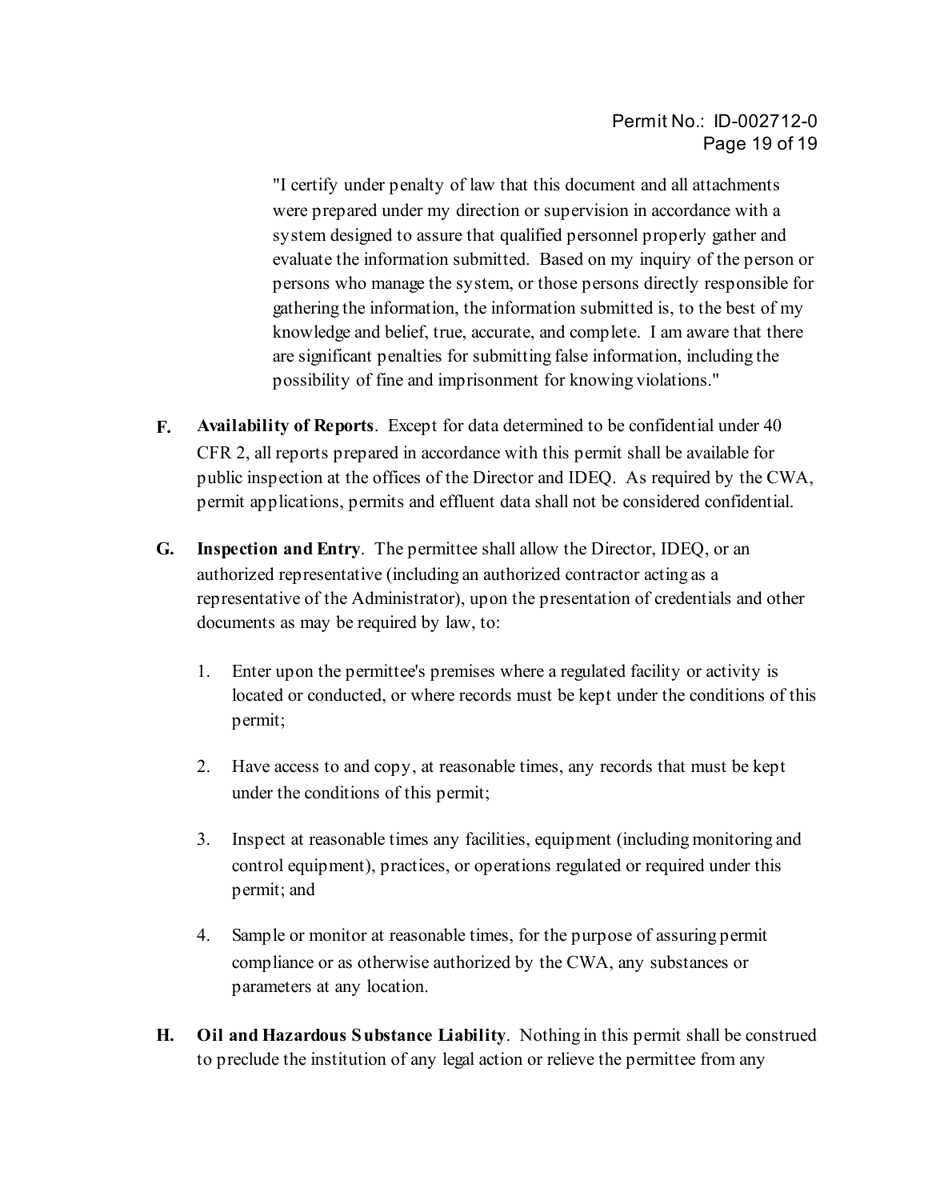"I certify under penalty of law that this document and all attachments were prepared under my direction or supervision in accordance with a system designed to assure that qualified personnel properly gather and evaluate the information submitted. Based on my inquiry of the person or persons who manage the system, or those persons directly responsible for gathering the information, the information submitted is, to the best of my knowledge and belief, true, accurate, and complete. I am aware that there are significant penalties for submitting false information, including the possibility of fine and imprisonment for knowing violations."

**F. Availability of Reports**. Except for data determined to be confidential under 40 CFR 2, all reports prepared in accordance with this permit shall be available for public inspection at the offices of the Director and IDEQ. As required by the CWA, permit applications, permits and effluent data shall not be considered confidential.

**G. Inspection and Entry**. The permittee shall allow the Director, IDEQ, or an authorized representative (including an authorized contractor acting as a representative of the Administrator), upon the presentation of credentials and other documents as may be required by law, to:

1. Enter upon the permittee's premises where a regulated facility or activity is located or conducted, or where records must be kept under the conditions of this permit;

2. Have access to and copy, at reasonable times, any records that must be kept under the conditions of this permit;

3. Inspect at reasonable times any facilities, equipment (including monitoring and control equipment), practices, or operations regulated or required under this permit; and

4. Sample or monitor at reasonable times, for the purpose of assuring permit compliance or as otherwise authorized by the CWA, any substances or parameters at any location.

**H. Oil and Hazardous Substance Liability**. Nothing in this permit shall be construed to preclude the institution of any legal action or relieve the permittee from any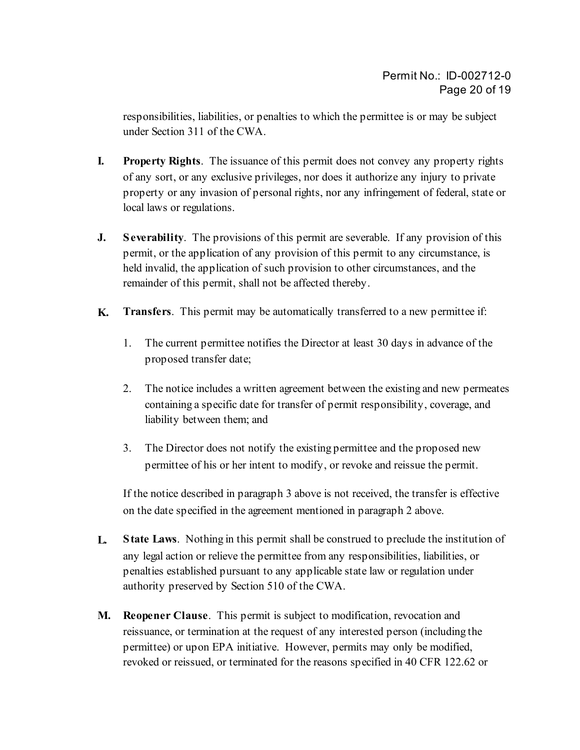responsibilities, liabilities, or penalties to which the permittee is or may be subject under Section 311 of the CWA.

**I.** **Property Rights**. The issuance of this permit does not convey any property rights of any sort, or any exclusive privileges, nor does it authorize any injury to private property or any invasion of personal rights, nor any infringement of federal, state or local laws or regulations.

**J.** **Severability**. The provisions of this permit are severable. If any provision of this permit, or the application of any provision of this permit to any circumstance, is held invalid, the application of such provision to other circumstances, and the remainder of this permit, shall not be affected thereby.

**K.** **Transfers**. This permit may be automatically transferred to a new permittee if:

1. The current permittee notifies the Director at least 30 days in advance of the proposed transfer date;

2. The notice includes a written agreement between the existing and new permeates containing a specific date for transfer of permit responsibility, coverage, and liability between them; and

3. The Director does not notify the existing permittee and the proposed new permittee of his or her intent to modify, or revoke and reissue the permit.

If the notice described in paragraph 3 above is not received, the transfer is effective on the date specified in the agreement mentioned in paragraph 2 above.

**L.** **State Laws**. Nothing in this permit shall be construed to preclude the institution of any legal action or relieve the permittee from any responsibilities, liabilities, or penalties established pursuant to any applicable state law or regulation under authority preserved by Section 510 of the CWA.

**M.** **Reopener Clause**. This permit is subject to modification, revocation and reissuance, or termination at the request of any interested person (including the permittee) or upon EPA initiative. However, permits may only be modified, revoked or reissued, or terminated for the reasons specified in 40 CFR 122.62 or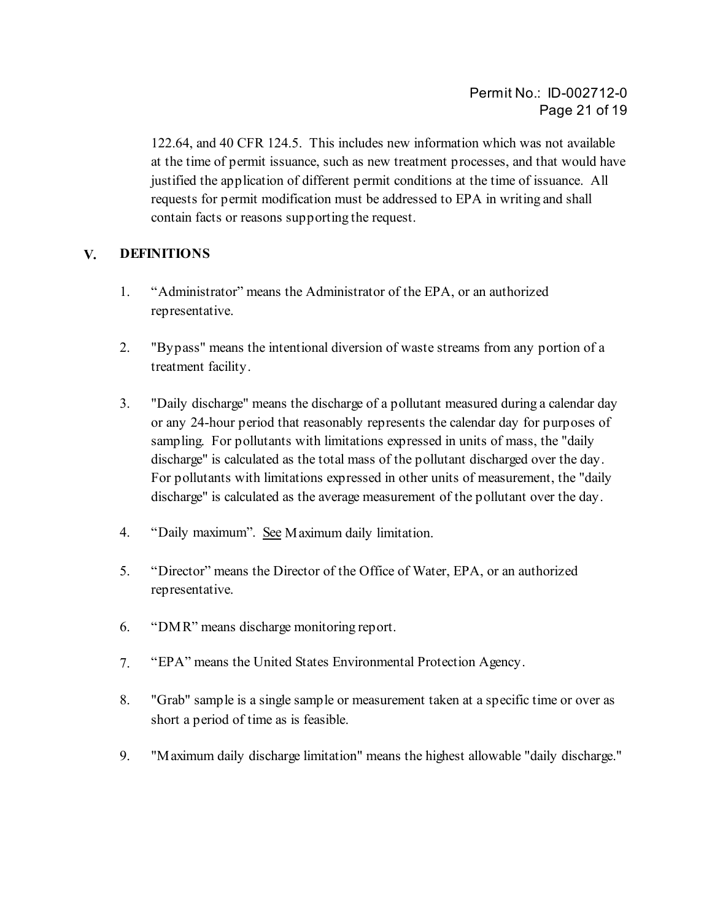122.64, and 40 CFR 124.5. This includes new information which was not available at the time of permit issuance, such as new treatment processes, and that would have justified the application of different permit conditions at the time of issuance. All requests for permit modification must be addressed to EPA in writing and shall contain facts or reasons supporting the request.

## V. DEFINITIONS

1. “Administrator” means the Administrator of the EPA, or an authorized representative.

2. "Bypass" means the intentional diversion of waste streams from any portion of a treatment facility.

3. "Daily discharge" means the discharge of a pollutant measured during a calendar day or any 24-hour period that reasonably represents the calendar day for purposes of sampling. For pollutants with limitations expressed in units of mass, the "daily discharge" is calculated as the total mass of the pollutant discharged over the day. For pollutants with limitations expressed in other units of measurement, the "daily discharge" is calculated as the average measurement of the pollutant over the day.

4. “Daily maximum”. See Maximum daily limitation.

5. “Director” means the Director of the Office of Water, EPA, or an authorized representative.

6. “DMR” means discharge monitoring report.

7. “EPA” means the United States Environmental Protection Agency.

8. "Grab" sample is a single sample or measurement taken at a specific time or over as short a period of time as is feasible.

9. "Maximum daily discharge limitation" means the highest allowable "daily discharge."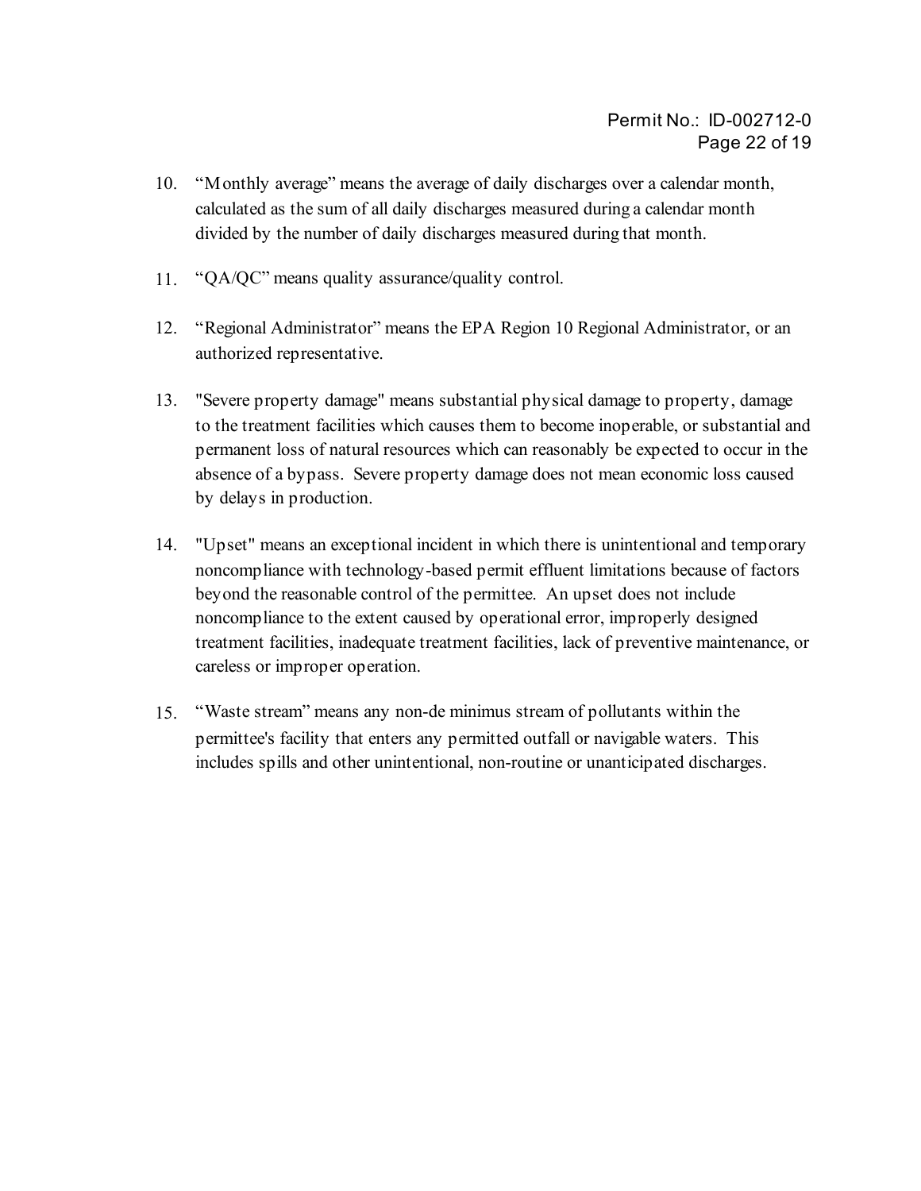10. "Monthly average" means the average of daily discharges over a calendar month, calculated as the sum of all daily discharges measured during a calendar month divided by the number of daily discharges measured during that month.

11. "QA/QC" means quality assurance/quality control.

12. "Regional Administrator" means the EPA Region 10 Regional Administrator, or an authorized representative.

13. "Severe property damage" means substantial physical damage to property, damage to the treatment facilities which causes them to become inoperable, or substantial and permanent loss of natural resources which can reasonably be expected to occur in the absence of a bypass. Severe property damage does not mean economic loss caused by delays in production.

14. "Upset" means an exceptional incident in which there is unintentional and temporary noncompliance with technology-based permit effluent limitations because of factors beyond the reasonable control of the permittee. An upset does not include noncompliance to the extent caused by operational error, improperly designed treatment facilities, inadequate treatment facilities, lack of preventive maintenance, or careless or improper operation.

15. "Waste stream" means any non-de minimus stream of pollutants within the permittee's facility that enters any permitted outfall or navigable waters. This includes spills and other unintentional, non-routine or unanticipated discharges.